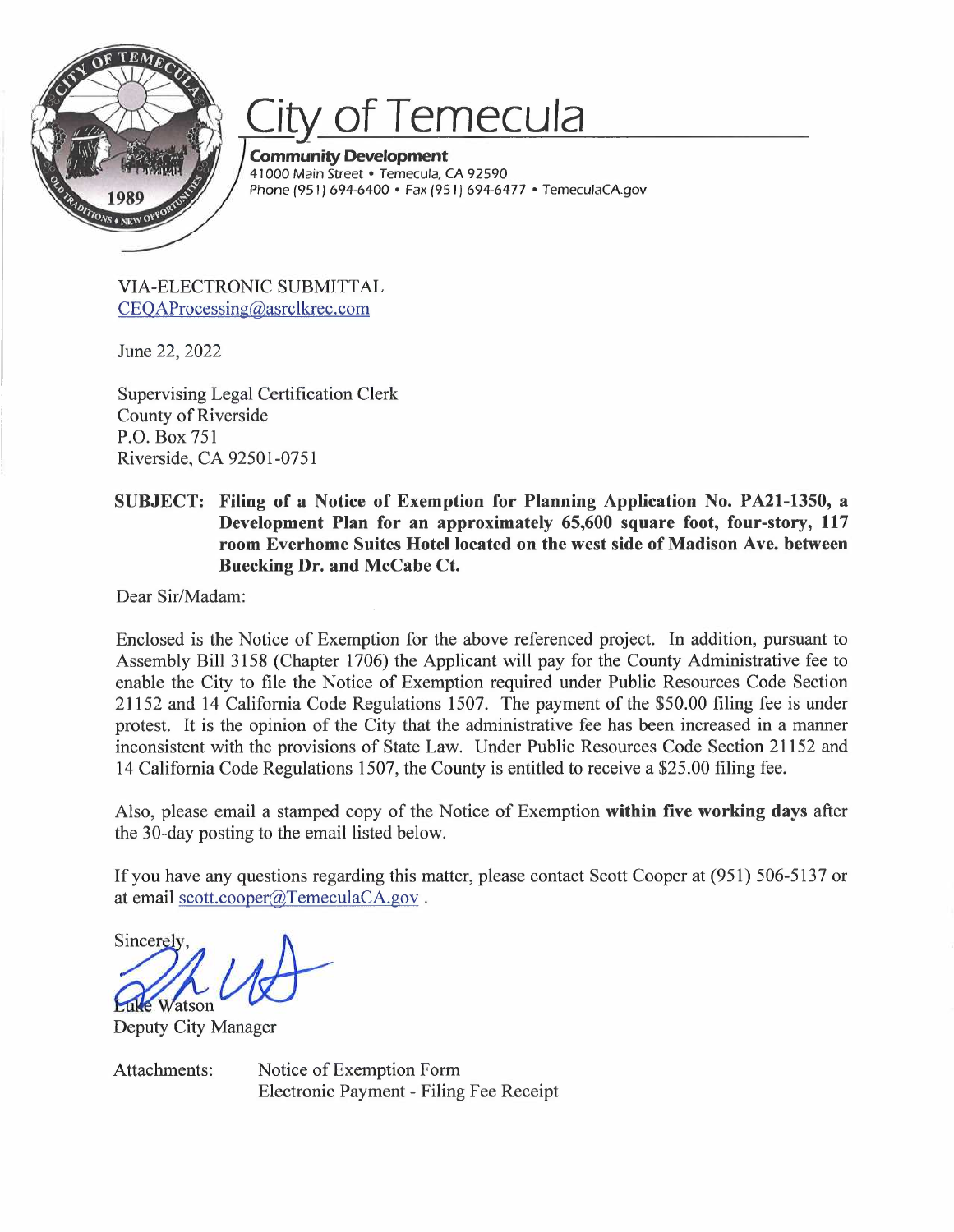# City of Temecula

**Community Development**
41000 Main Street • Temecula, CA 92590
Phone (951) 694-6400 • Fax (951) 694-6477 • TemeculaCA.gov

VIA-ELECTRONIC SUBMITTAL
CEQAProcessing@asrclkrec.com

June 22, 2022

Supervising Legal Certification Clerk
County of Riverside
P.O. Box 751
Riverside, CA 92501-0751

**SUBJECT: Filing of a Notice of Exemption for Planning Application No. PA21-1350, a Development Plan for an approximately 65,600 square foot, four-story, 117 room Everhome Suites Hotel located on the west side of Madison Ave. between Buecking Dr. and McCabe Ct.**

Dear Sir/Madam:

Enclosed is the Notice of Exemption for the above referenced project. In addition, pursuant to Assembly Bill 3158 (Chapter 1706) the Applicant will pay for the County Administrative fee to enable the City to file the Notice of Exemption required under Public Resources Code Section 21152 and 14 California Code Regulations 1507. The payment of the $50.00 filing fee is under protest. It is the opinion of the City that the administrative fee has been increased in a manner inconsistent with the provisions of State Law. Under Public Resources Code Section 21152 and 14 California Code Regulations 1507, the County is entitled to receive a $25.00 filing fee.

Also, please email a stamped copy of the Notice of Exemption **within five working days** after the 30-day posting to the email listed below.

If you have any questions regarding this matter, please contact Scott Cooper at (951) 506-5137 or at email scott.cooper@TemeculaCA.gov .

Sincerely,

Luke Watson
Deputy City Manager

Attachments: Notice of Exemption Form
Electronic Payment - Filing Fee Receipt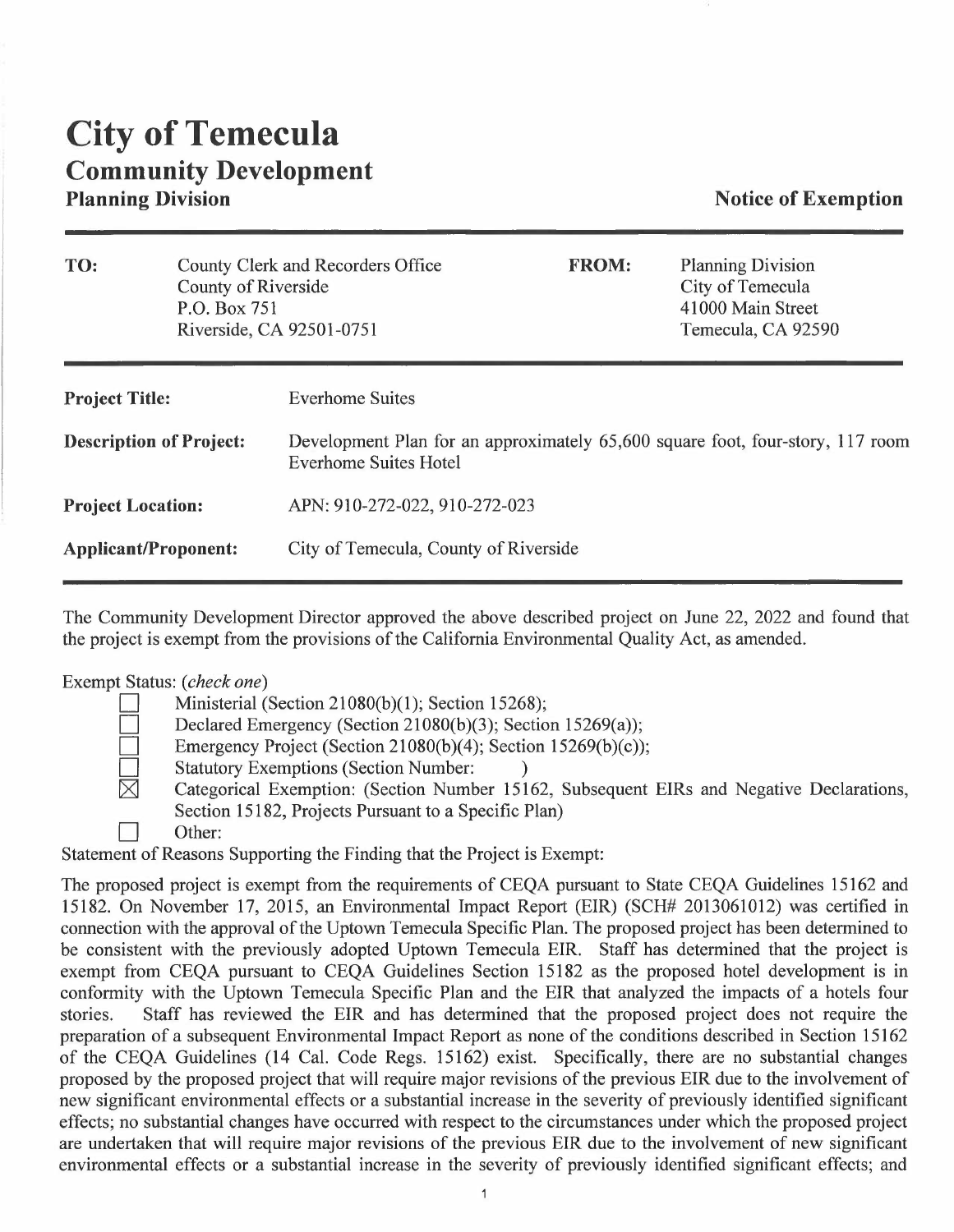# City of Temecula

## Community Development

### Planning Division

**Notice of Exemption**

| **TO:** | County Clerk and Recorders Office<br>County of Riverside<br>P.O. Box 751<br>Riverside, CA 92501-0751 | **FROM:** | Planning Division<br>City of Temecula<br>41000 Main Street<br>Temecula, CA 92590 |
|---|---|---|---|

| | |
|---|---|
| **Project Title:** | Everhome Suites |
| **Description of Project:** | Development Plan for an approximately 65,600 square foot, four-story, 117 room Everhome Suites Hotel |
| **Project Location:** | APN: 910-272-022, 910-272-023 |
| **Applicant/Proponent:** | City of Temecula, County of Riverside |

The Community Development Director approved the above described project on June 22, 2022 and found that the project is exempt from the provisions of the California Environmental Quality Act, as amended.

Exempt Status: (*check one*)

- ☐ Ministerial (Section 21080(b)(1); Section 15268);
- ☐ Declared Emergency (Section 21080(b)(3); Section 15269(a));
- ☐ Emergency Project (Section 21080(b)(4); Section 15269(b)(c));
- ☐ Statutory Exemptions (Section Number: )
- ☒ Categorical Exemption: (Section Number 15162, Subsequent EIRs and Negative Declarations, Section 15182, Projects Pursuant to a Specific Plan)
- ☐ Other:

Statement of Reasons Supporting the Finding that the Project is Exempt:

The proposed project is exempt from the requirements of CEQA pursuant to State CEQA Guidelines 15162 and 15182. On November 17, 2015, an Environmental Impact Report (EIR) (SCH# 2013061012) was certified in connection with the approval of the Uptown Temecula Specific Plan. The proposed project has been determined to be consistent with the previously adopted Uptown Temecula EIR. Staff has determined that the project is exempt from CEQA pursuant to CEQA Guidelines Section 15182 as the proposed hotel development is in conformity with the Uptown Temecula Specific Plan and the EIR that analyzed the impacts of a hotels four stories. Staff has reviewed the EIR and has determined that the proposed project does not require the preparation of a subsequent Environmental Impact Report as none of the conditions described in Section 15162 of the CEQA Guidelines (14 Cal. Code Regs. 15162) exist. Specifically, there are no substantial changes proposed by the proposed project that will require major revisions of the previous EIR due to the involvement of new significant environmental effects or a substantial increase in the severity of previously identified significant effects; no substantial changes have occurred with respect to the circumstances under which the proposed project are undertaken that will require major revisions of the previous EIR due to the involvement of new significant environmental effects or a substantial increase in the severity of previously identified significant effects; and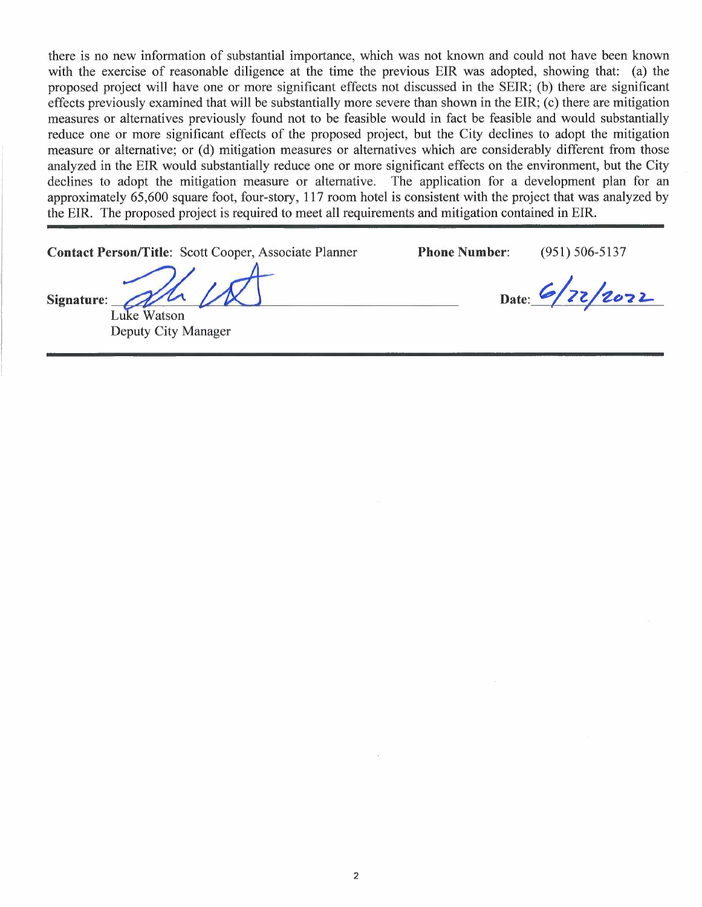there is no new information of substantial importance, which was not known and could not have been known with the exercise of reasonable diligence at the time the previous EIR was adopted, showing that: (a) the proposed project will have one or more significant effects not discussed in the SEIR; (b) there are significant effects previously examined that will be substantially more severe than shown in the EIR; (c) there are mitigation measures or alternatives previously found not to be feasible would in fact be feasible and would substantially reduce one or more significant effects of the proposed project, but the City declines to adopt the mitigation measure or alternative; or (d) mitigation measures or alternatives which are considerably different from those analyzed in the EIR would substantially reduce one or more significant effects on the environment, but the City declines to adopt the mitigation measure or alternative. The application for a development plan for an approximately 65,600 square foot, four-story, 117 room hotel is consistent with the project that was analyzed by the EIR. The proposed project is required to meet all requirements and mitigation contained in EIR.

---

**Contact Person/Title**: Scott Cooper, Associate Planner **Phone Number**: (951) 506-5137

**Signature**: _[signature]_ **Date**: 6/22/2022

Luke Watson
Deputy City Manager

---